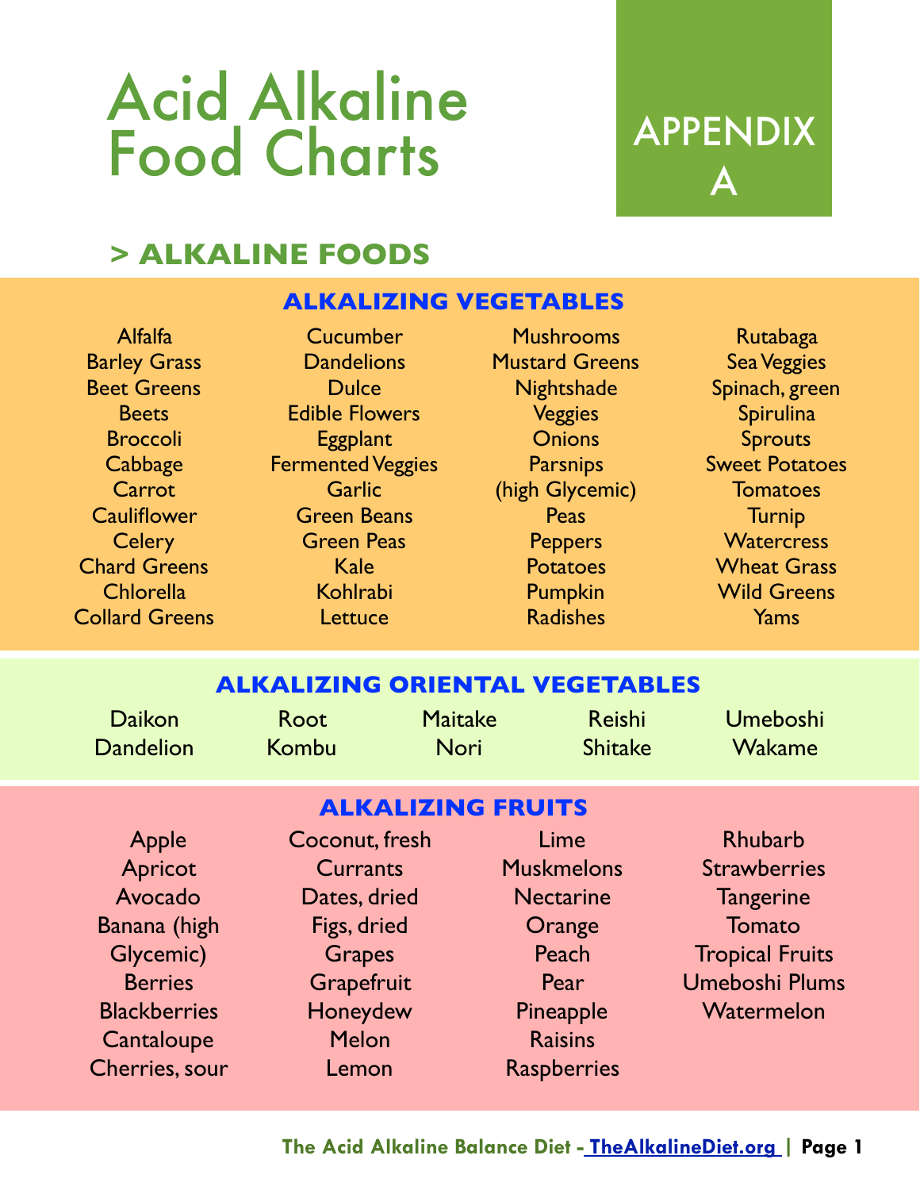# Acid Alkaline Food Charts

## APPENDIX A

## > ALKALINE FOODS

### ALKALIZING VEGETABLES

Alfalfa
Barley Grass
Beet Greens
Beets
Broccoli
Cabbage
Carrot
Cauliflower
Celery
Chard Greens
Chlorella
Collard Greens
Cucumber
Dandelions
Dulce
Edible Flowers
Eggplant
Fermented Veggies
Garlic
Green Beans
Green Peas
Kale
Kohlrabi
Lettuce
Mushrooms
Mustard Greens
Nightshade Veggies
Onions
Parsnips (high Glycemic)
Peas
Peppers
Potatoes
Pumpkin
Radishes
Rutabaga
Sea Veggies
Spinach, green
Spirulina
Sprouts
Sweet Potatoes
Tomatoes
Turnip
Watercress
Wheat Grass
Wild Greens
Yams

### ALKALIZING ORIENTAL VEGETABLES

Daikon
Dandelion Root
Kombu
Maitake
Nori
Reishi
Shitake
Umeboshi
Wakame

### ALKALIZING FRUITS

Apple
Apricot
Avocado
Banana (high Glycemic)
Berries
Blackberries
Cantaloupe
Cherries, sour
Coconut, fresh
Currants
Dates, dried
Figs, dried
Grapes
Grapefruit
Honeydew Melon
Lemon
Lime
Muskmelons
Nectarine
Orange
Peach
Pear
Pineapple
Raisins
Raspberries
Rhubarb
Strawberries
Tangerine
Tomato
Tropical Fruits
Umeboshi Plums
Watermelon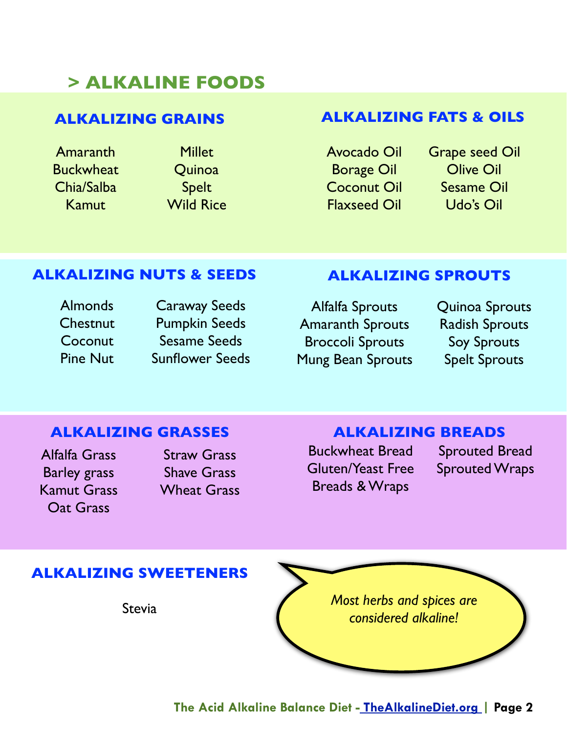# > ALKALINE FOODS

## ALKALIZING GRAINS

- Amaranth
- Buckwheat
- Chia/Salba
- Kamut
- Millet
- Quinoa
- Spelt
- Wild Rice

## ALKALIZING FATS & OILS

- Avocado Oil
- Borage Oil
- Coconut Oil
- Flaxseed Oil
- Grape seed Oil
- Olive Oil
- Sesame Oil
- Udo's Oil

## ALKALIZING NUTS & SEEDS

- Almonds
- Chestnut
- Coconut
- Pine Nut
- Caraway Seeds
- Pumpkin Seeds
- Sesame Seeds
- Sunflower Seeds

## ALKALIZING SPROUTS

- Alfalfa Sprouts
- Amaranth Sprouts
- Broccoli Sprouts
- Mung Bean Sprouts
- Quinoa Sprouts
- Radish Sprouts
- Soy Sprouts
- Spelt Sprouts

## ALKALIZING GRASSES

- Alfalfa Grass
- Barley grass
- Kamut Grass
- Oat Grass
- Straw Grass
- Shave Grass
- Wheat Grass

## ALKALIZING BREADS

- Buckwheat Bread
- Gluten/Yeast Free Breads & Wraps
- Sprouted Bread
- Sprouted Wraps

## ALKALIZING SWEETENERS

- Stevia

*Most herbs and spices are considered alkaline!*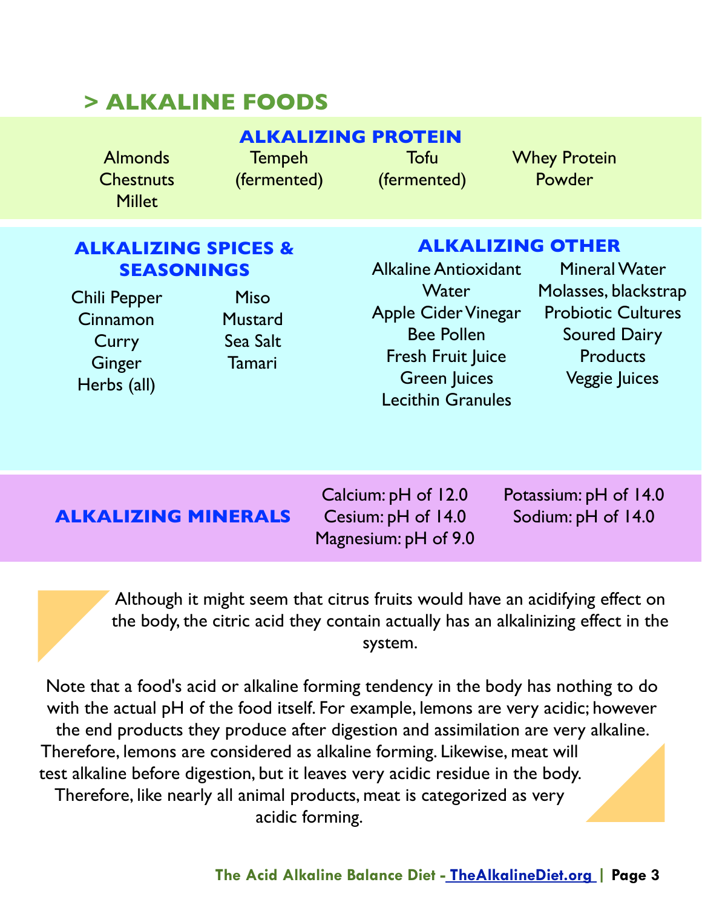## > ALKALINE FOODS

### ALKALIZING PROTEIN

- Almonds
- Chestnuts
- Millet
- Tempeh (fermented)
- Tofu (fermented)
- Whey Protein Powder

### ALKALIZING SPICES & SEASONINGS

- Chili Pepper
- Cinnamon
- Curry
- Ginger
- Herbs (all)
- Miso
- Mustard
- Sea Salt
- Tamari

### ALKALIZING OTHER

- Alkaline Antioxidant Water
- Apple Cider Vinegar
- Bee Pollen
- Fresh Fruit Juice
- Green Juices
- Lecithin Granules
- Mineral Water
- Molasses, blackstrap
- Probiotic Cultures
- Soured Dairy Products
- Veggie Juices

### ALKALIZING MINERALS

- Calcium: pH of 12.0
- Cesium: pH of 14.0
- Magnesium: pH of 9.0
- Potassium: pH of 14.0
- Sodium: pH of 14.0

Although it might seem that citrus fruits would have an acidifying effect on the body, the citric acid they contain actually has an alkalinizing effect in the system.

Note that a food's acid or alkaline forming tendency in the body has nothing to do with the actual pH of the food itself. For example, lemons are very acidic; however the end products they produce after digestion and assimilation are very alkaline. Therefore, lemons are considered as alkaline forming. Likewise, meat will test alkaline before digestion, but it leaves very acidic residue in the body. Therefore, like nearly all animal products, meat is categorized as very acidic forming.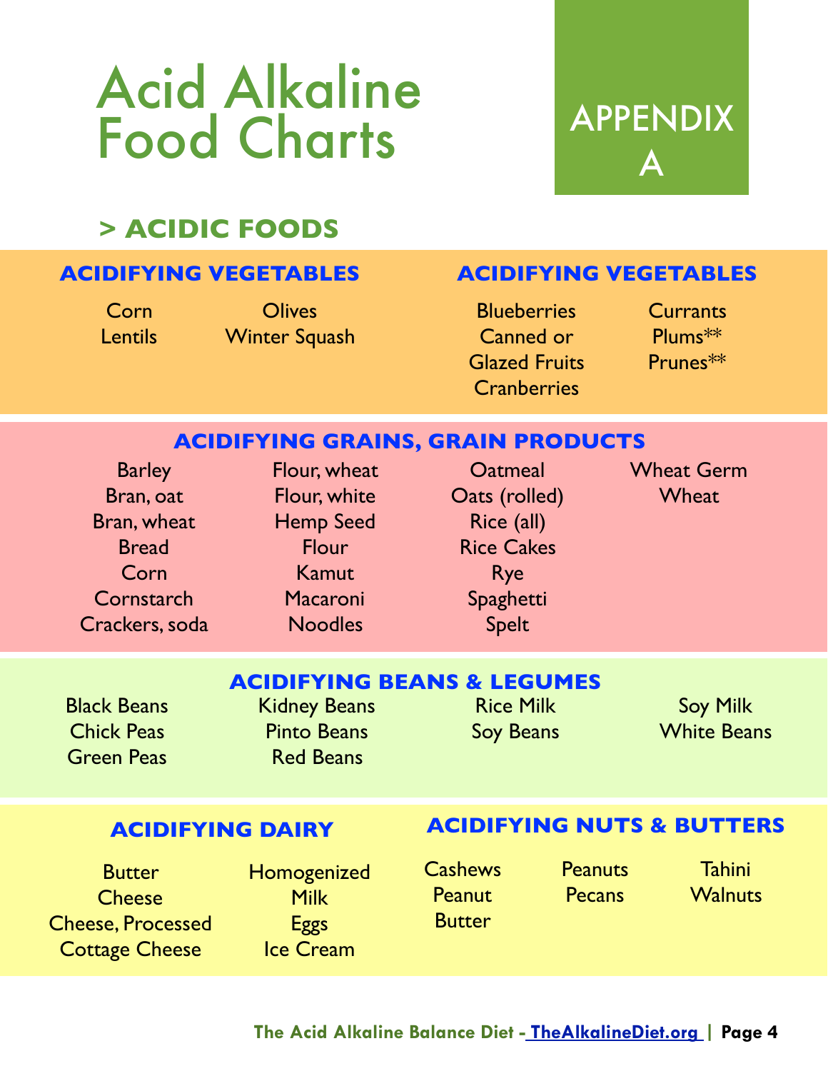# Acid Alkaline Food Charts

APPENDIX A

## > ACIDIC FOODS

### ACIDIFYING VEGETABLES

Corn
Lentils
Olives
Winter Squash

### ACIDIFYING VEGETABLES

Blueberries
Canned or Glazed Fruits
Cranberries
Currants
Plums**
Prunes**

### ACIDIFYING GRAINS, GRAIN PRODUCTS

Barley
Bran, oat
Bran, wheat
Bread
Corn
Cornstarch
Crackers, soda
Flour, wheat
Flour, white
Hemp Seed
Flour
Kamut
Macaroni
Noodles
Oatmeal
Oats (rolled)
Rice (all)
Rice Cakes
Rye
Spaghetti
Spelt
Wheat Germ
Wheat

### ACIDIFYING BEANS & LEGUMES

Black Beans
Chick Peas
Green Peas
Kidney Beans
Pinto Beans
Red Beans
Rice Milk
Soy Beans
Soy Milk
White Beans

### ACIDIFYING DAIRY

Butter
Cheese
Cheese, Processed
Cottage Cheese
Homogenized Milk
Eggs
Ice Cream

### ACIDIFYING NUTS & BUTTERS

Cashews
Peanut Butter
Peanuts
Pecans
Tahini
Walnuts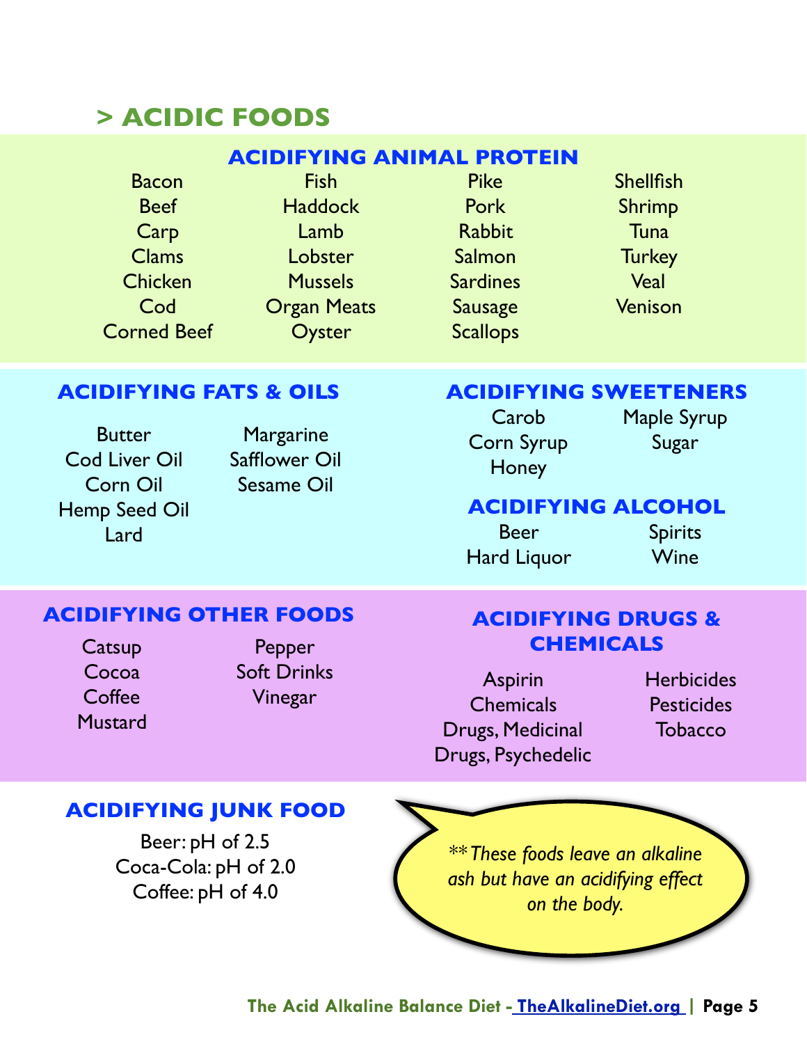## > ACIDIC FOODS

### ACIDIFYING ANIMAL PROTEIN

| | | | |
|---|---|---|---|
| Bacon | Fish | Pike | Shellfish |
| Beef | Haddock | Pork | Shrimp |
| Carp | Lamb | Rabbit | Tuna |
| Clams | Lobster | Salmon | Turkey |
| Chicken | Mussels | Sardines | Veal |
| Cod | Organ Meats | Sausage | Venison |
| Corned Beef | Oyster | Scallops | |

### ACIDIFYING FATS & OILS

| | |
|---|---|
| Butter | Margarine |
| Cod Liver Oil | Safflower Oil |
| Corn Oil | Sesame Oil |
| Hemp Seed Oil | |
| Lard | |

### ACIDIFYING SWEETENERS

| | |
|---|---|
| Carob | Maple Syrup |
| Corn Syrup | Sugar |
| Honey | |

### ACIDIFYING ALCOHOL

| | |
|---|---|
| Beer | Spirits |
| Hard Liquor | Wine |

### ACIDIFYING OTHER FOODS

| | |
|---|---|
| Catsup | Pepper |
| Cocoa | Soft Drinks |
| Coffee | Vinegar |
| Mustard | |

### ACIDIFYING DRUGS & CHEMICALS

| | |
|---|---|
| Aspirin | Herbicides |
| Chemicals | Pesticides |
| Drugs, Medicinal | Tobacco |
| Drugs, Psychedelic | |

### ACIDIFYING JUNK FOOD

Beer: pH of 2.5
Coca-Cola: pH of 2.0
Coffee: pH of 4.0

*** These foods leave an alkaline ash but have an acidifying effect on the body.*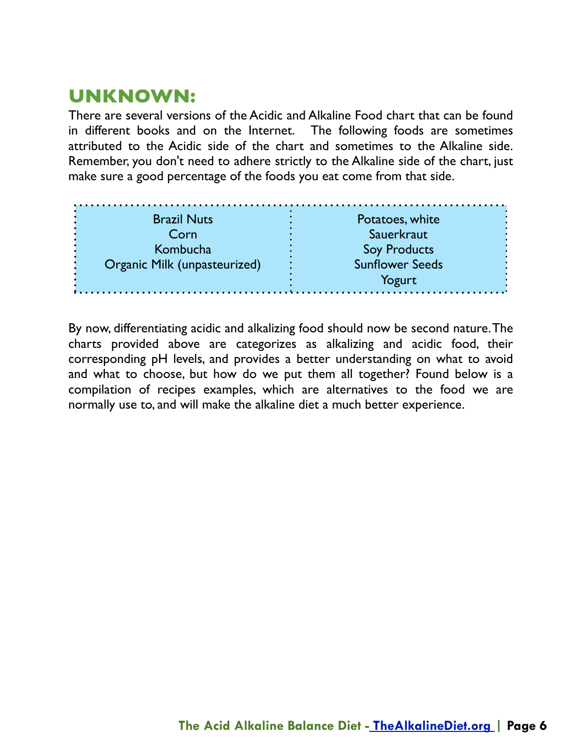## UNKNOWN:

There are several versions of the Acidic and Alkaline Food chart that can be found in different books and on the Internet. The following foods are sometimes attributed to the Acidic side of the chart and sometimes to the Alkaline side. Remember, you don't need to adhere strictly to the Alkaline side of the chart, just make sure a good percentage of the foods you eat come from that side.

| | |
|---|---|
| Brazil Nuts | Potatoes, white |
| Corn | Sauerkraut |
| Kombucha | Soy Products |
| Organic Milk (unpasteurized) | Sunflower Seeds |
| | Yogurt |

By now, differentiating acidic and alkalizing food should now be second nature. The charts provided above are categorizes as alkalizing and acidic food, their corresponding pH levels, and provides a better understanding on what to avoid and what to choose, but how do we put them all together? Found below is a compilation of recipes examples, which are alternatives to the food we are normally use to, and will make the alkaline diet a much better experience.